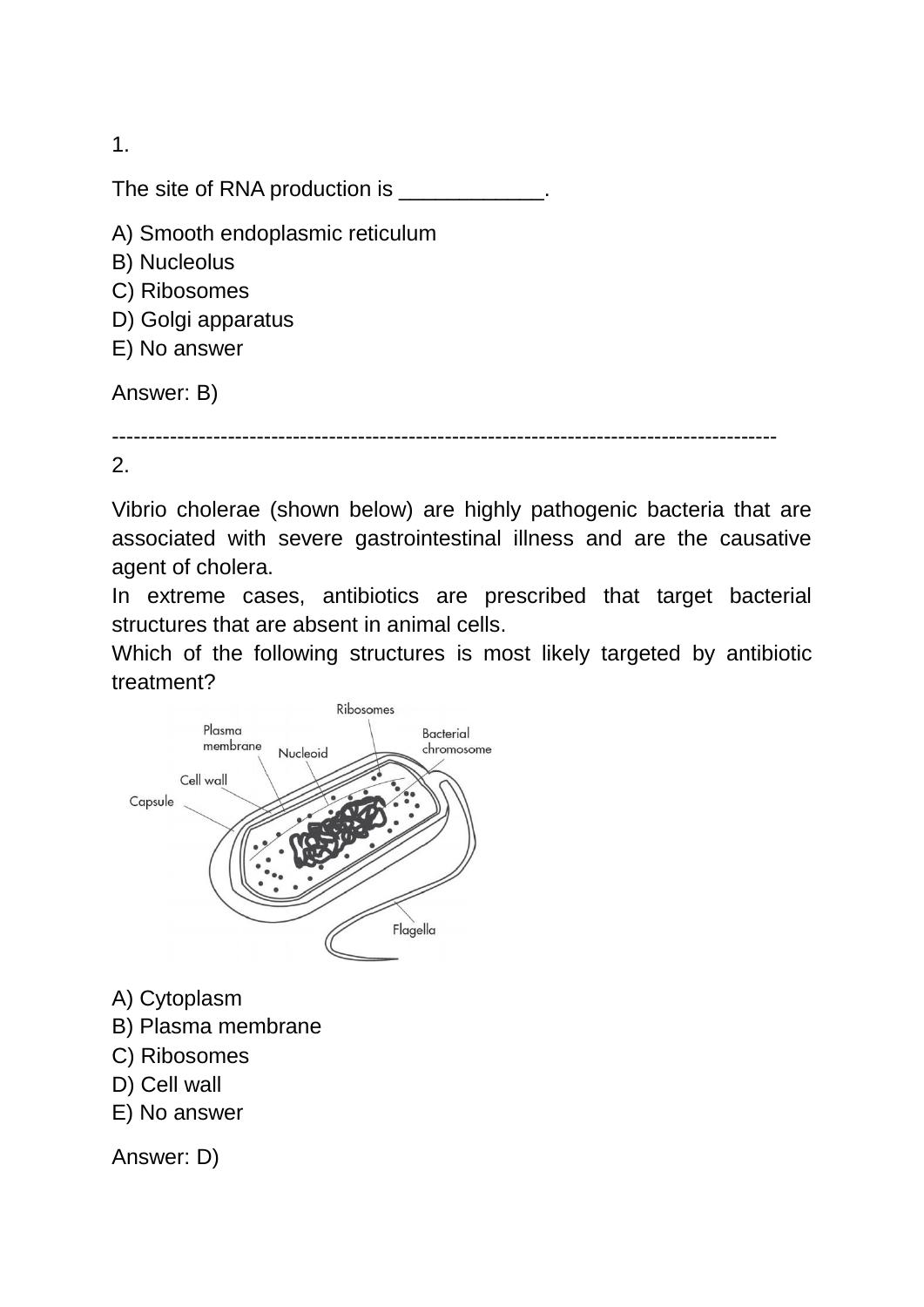1.

The site of RNA production is ____________.

A) Smooth endoplasmic reticulum
B) Nucleolus
C) Ribosomes
D) Golgi apparatus
E) No answer

Answer: B)

------------------------------------------------------------------------------------------

2.

Vibrio cholerae (shown below) are highly pathogenic bacteria that are associated with severe gastrointestinal illness and are the causative agent of cholera.
In extreme cases, antibiotics are prescribed that target bacterial structures that are absent in animal cells.
Which of the following structures is most likely targeted by antibiotic treatment?

A) Cytoplasm
B) Plasma membrane
C) Ribosomes
D) Cell wall
E) No answer

Answer: D)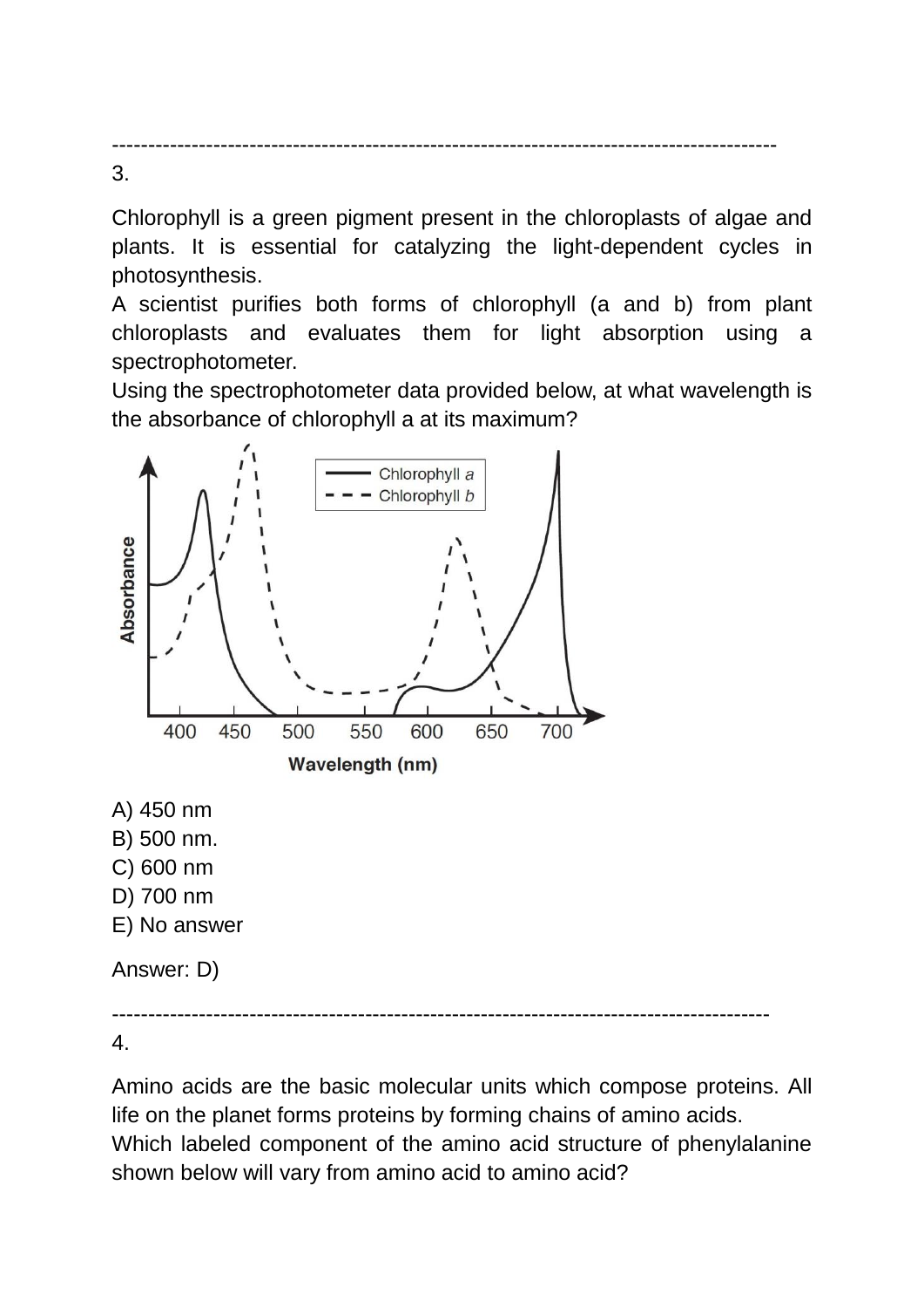-------------------------------------------------------------------------------------------

3.

Chlorophyll is a green pigment present in the chloroplasts of algae and plants. It is essential for catalyzing the light-dependent cycles in photosynthesis.
A scientist purifies both forms of chlorophyll (a and b) from plant chloroplasts and evaluates them for light absorption using a spectrophotometer.
Using the spectrophotometer data provided below, at what wavelength is the absorbance of chlorophyll a at its maximum?

A) 450 nm
B) 500 nm.
C) 600 nm
D) 700 nm
E) No answer

Answer: D)

-------------------------------------------------------------------------------------------

4.

Amino acids are the basic molecular units which compose proteins. All life on the planet forms proteins by forming chains of amino acids.
Which labeled component of the amino acid structure of phenylalanine shown below will vary from amino acid to amino acid?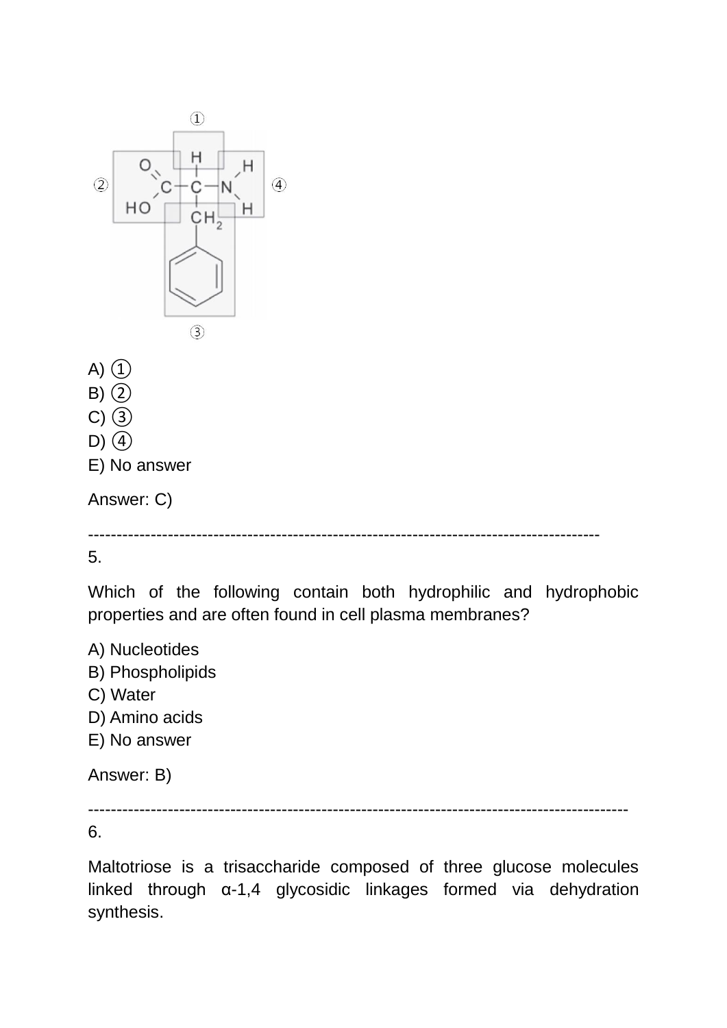A) ①
B) ②
C) ③
D) ④
E) No answer

Answer: C)

---

5.

Which of the following contain both hydrophilic and hydrophobic properties and are often found in cell plasma membranes?

A) Nucleotides
B) Phospholipids
C) Water
D) Amino acids
E) No answer

Answer: B)

---

6.

Maltotriose is a trisaccharide composed of three glucose molecules linked through α-1,4 glycosidic linkages formed via dehydration synthesis.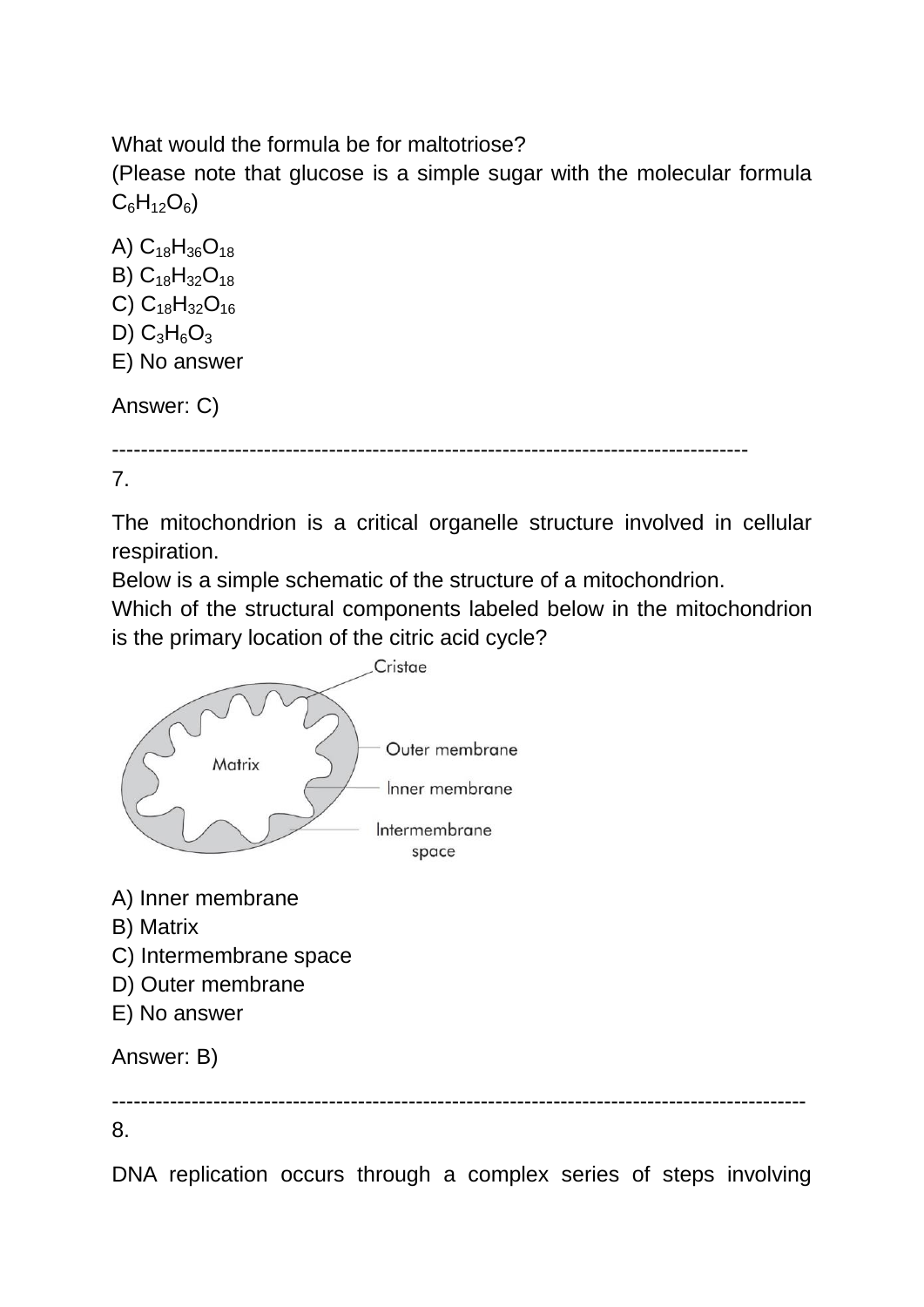What would the formula be for maltotriose?
(Please note that glucose is a simple sugar with the molecular formula $C_6H_{12}O_6$)

A) $C_{18}H_{36}O_{18}$
B) $C_{18}H_{32}O_{18}$
C) $C_{18}H_{32}O_{16}$
D) $C_3H_6O_3$
E) No answer

Answer: C)

---

7.

The mitochondrion is a critical organelle structure involved in cellular respiration.
Below is a simple schematic of the structure of a mitochondrion.
Which of the structural components labeled below in the mitochondrion is the primary location of the citric acid cycle?

Cristae
Matrix
Outer membrane
Inner membrane
Intermembrane space

A) Inner membrane
B) Matrix
C) Intermembrane space
D) Outer membrane
E) No answer

Answer: B)

---

8.

DNA replication occurs through a complex series of steps involving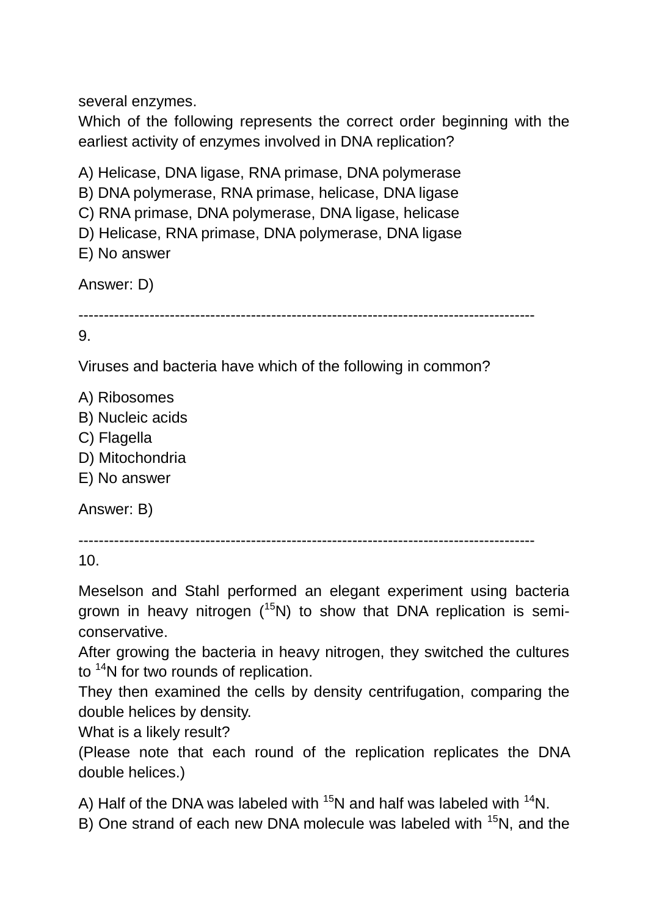several enzymes.
Which of the following represents the correct order beginning with the earliest activity of enzymes involved in DNA replication?

A) Helicase, DNA ligase, RNA primase, DNA polymerase
B) DNA polymerase, RNA primase, helicase, DNA ligase
C) RNA primase, DNA polymerase, DNA ligase, helicase
D) Helicase, RNA primase, DNA polymerase, DNA ligase
E) No answer

Answer: D)

------------------------------------------------------------------------------------------

9.

Viruses and bacteria have which of the following in common?

A) Ribosomes
B) Nucleic acids
C) Flagella
D) Mitochondria
E) No answer

Answer: B)

------------------------------------------------------------------------------------------

10.

Meselson and Stahl performed an elegant experiment using bacteria grown in heavy nitrogen ($^{15}N$) to show that DNA replication is semi-conservative.
After growing the bacteria in heavy nitrogen, they switched the cultures to $^{14}N$ for two rounds of replication.
They then examined the cells by density centrifugation, comparing the double helices by density.
What is a likely result?
(Please note that each round of the replication replicates the DNA double helices.)

A) Half of the DNA was labeled with $^{15}N$ and half was labeled with $^{14}N$.
B) One strand of each new DNA molecule was labeled with $^{15}N$, and the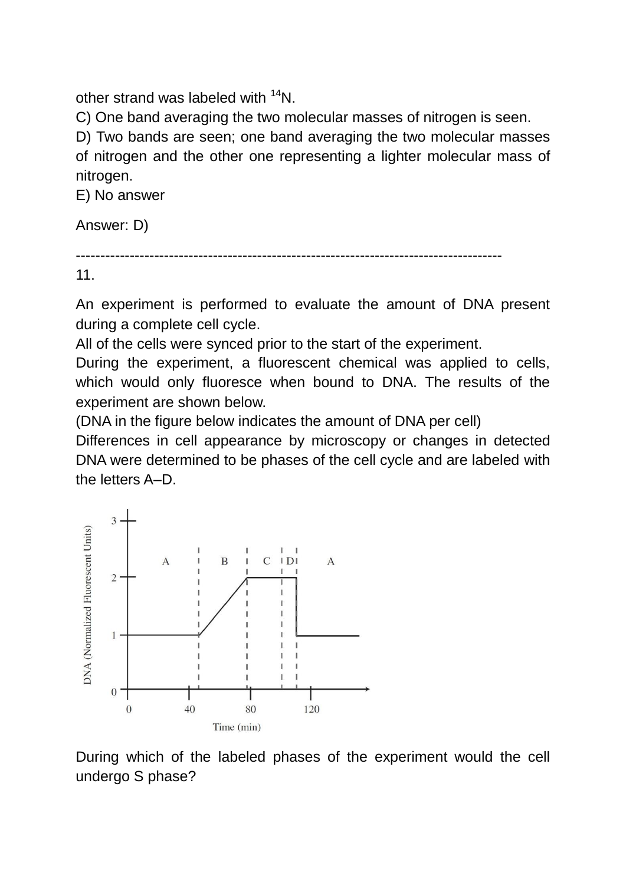other strand was labeled with $^{14}N$.

C) One band averaging the two molecular masses of nitrogen is seen.

D) Two bands are seen; one band averaging the two molecular masses of nitrogen and the other one representing a lighter molecular mass of nitrogen.

E) No answer

Answer: D)

-------------------------------------------------------------------------------------

11.

An experiment is performed to evaluate the amount of DNA present during a complete cell cycle.

All of the cells were synced prior to the start of the experiment.

During the experiment, a fluorescent chemical was applied to cells, which would only fluoresce when bound to DNA. The results of the experiment are shown below.

(DNA in the figure below indicates the amount of DNA per cell)

Differences in cell appearance by microscopy or changes in detected DNA were determined to be phases of the cell cycle and are labeled with the letters A–D.

During which of the labeled phases of the experiment would the cell undergo S phase?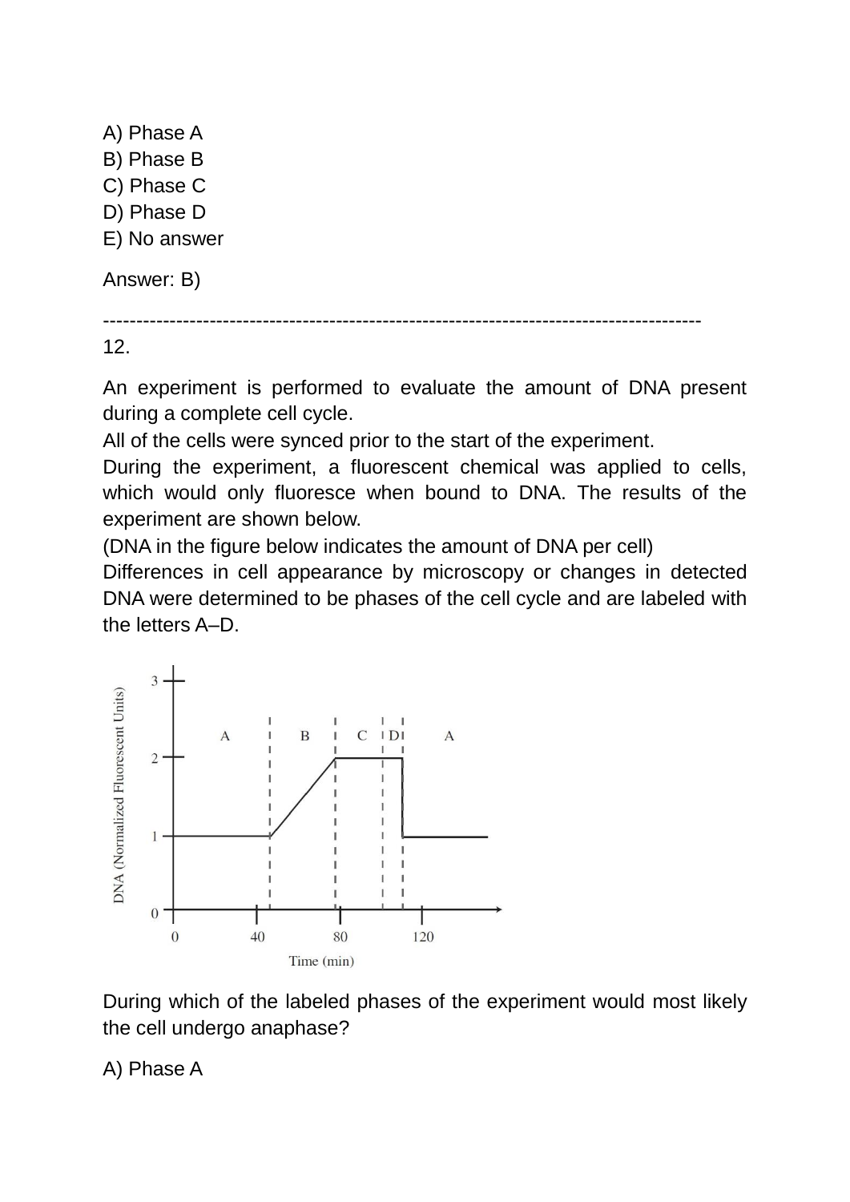A) Phase A
B) Phase B
C) Phase C
D) Phase D
E) No answer

Answer: B)

-----------------------------------------------------------------------------------------

12.

An experiment is performed to evaluate the amount of DNA present during a complete cell cycle.
All of the cells were synced prior to the start of the experiment.
During the experiment, a fluorescent chemical was applied to cells, which would only fluoresce when bound to DNA. The results of the experiment are shown below.
(DNA in the figure below indicates the amount of DNA per cell)
Differences in cell appearance by microscopy or changes in detected DNA were determined to be phases of the cell cycle and are labeled with the letters A–D.

During which of the labeled phases of the experiment would most likely the cell undergo anaphase?

A) Phase A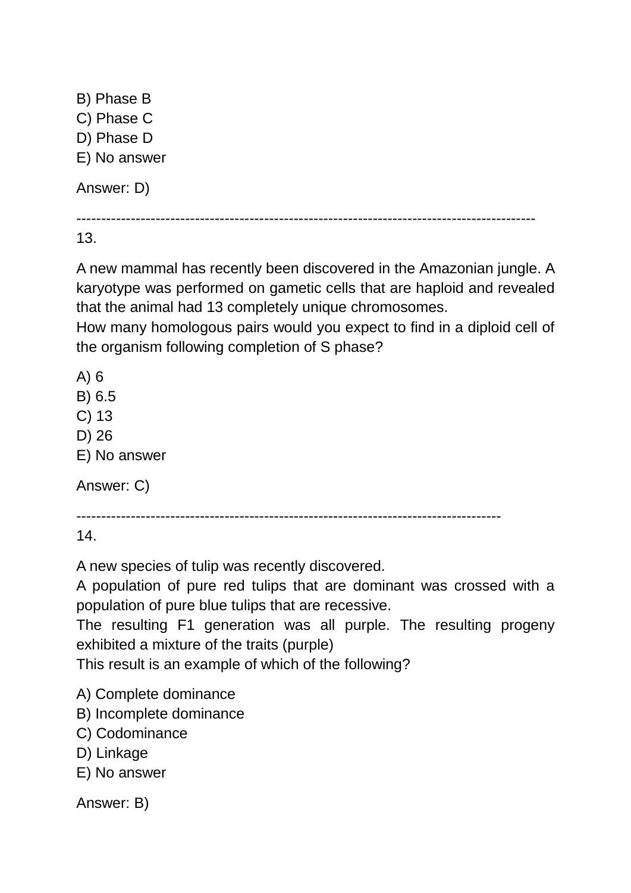B) Phase B
C) Phase C
D) Phase D
E) No answer

Answer: D)

-------------------------------------------------------------------------------------------

13.

A new mammal has recently been discovered in the Amazonian jungle. A karyotype was performed on gametic cells that are haploid and revealed that the animal had 13 completely unique chromosomes.
How many homologous pairs would you expect to find in a diploid cell of the organism following completion of S phase?

A) 6
B) 6.5
C) 13
D) 26
E) No answer

Answer: C)

-------------------------------------------------------------------------------------

14.

A new species of tulip was recently discovered.
A population of pure red tulips that are dominant was crossed with a population of pure blue tulips that are recessive.
The resulting F1 generation was all purple. The resulting progeny exhibited a mixture of the traits (purple)
This result is an example of which of the following?

A) Complete dominance
B) Incomplete dominance
C) Codominance
D) Linkage
E) No answer

Answer: B)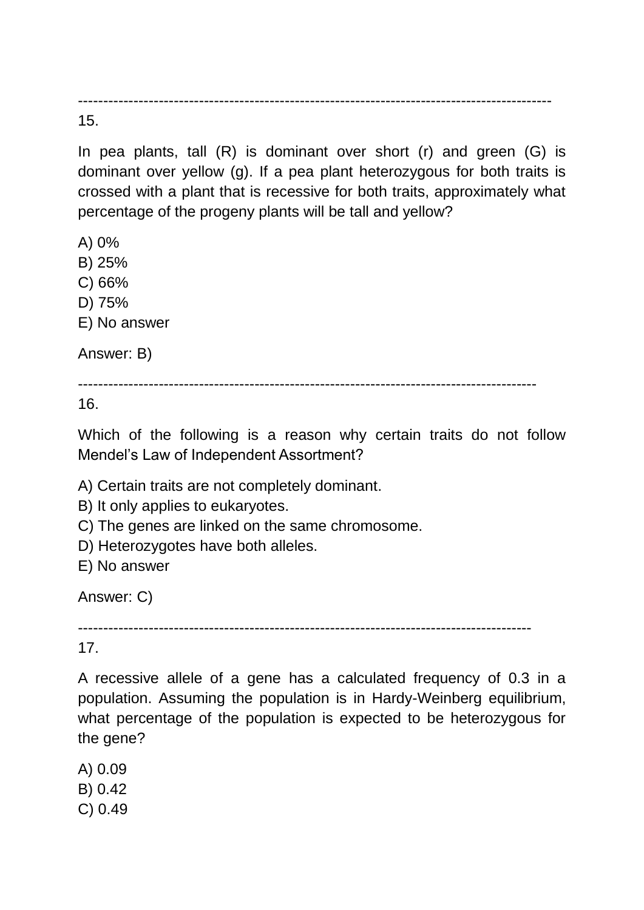---

15.

In pea plants, tall (R) is dominant over short (r) and green (G) is dominant over yellow (g). If a pea plant heterozygous for both traits is crossed with a plant that is recessive for both traits, approximately what percentage of the progeny plants will be tall and yellow?

A) 0%
B) 25%
C) 66%
D) 75%
E) No answer

Answer: B)

---

16.

Which of the following is a reason why certain traits do not follow Mendel's Law of Independent Assortment?

A) Certain traits are not completely dominant.
B) It only applies to eukaryotes.
C) The genes are linked on the same chromosome.
D) Heterozygotes have both alleles.
E) No answer

Answer: C)

---

17.

A recessive allele of a gene has a calculated frequency of 0.3 in a population. Assuming the population is in Hardy-Weinberg equilibrium, what percentage of the population is expected to be heterozygous for the gene?

A) 0.09
B) 0.42
C) 0.49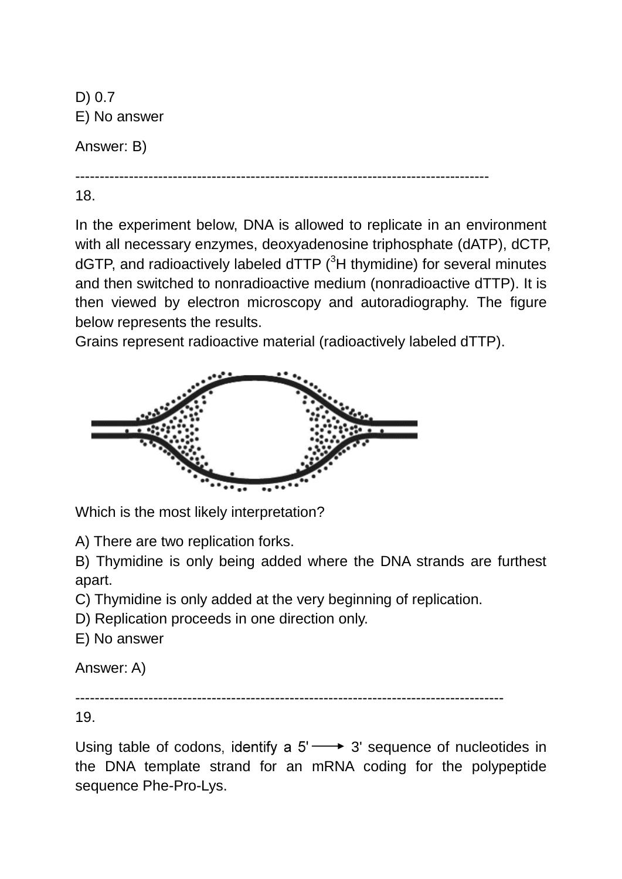D) 0.7
E) No answer

Answer: B)

-------------------------------------------------------------------------------------

18.

In the experiment below, DNA is allowed to replicate in an environment with all necessary enzymes, deoxyadenosine triphosphate (dATP), dCTP, dGTP, and radioactively labeled dTTP ($^3$H thymidine) for several minutes and then switched to nonradioactive medium (nonradioactive dTTP). It is then viewed by electron microscopy and autoradiography. The figure below represents the results.
Grains represent radioactive material (radioactively labeled dTTP).

Which is the most likely interpretation?

A) There are two replication forks.
B) Thymidine is only being added where the DNA strands are furthest apart.
C) Thymidine is only added at the very beginning of replication.
D) Replication proceeds in one direction only.
E) No answer

Answer: A)

-------------------------------------------------------------------------------------

19.

Using table of codons, identify a 5' ⟶ 3' sequence of nucleotides in the DNA template strand for an mRNA coding for the polypeptide sequence Phe-Pro-Lys.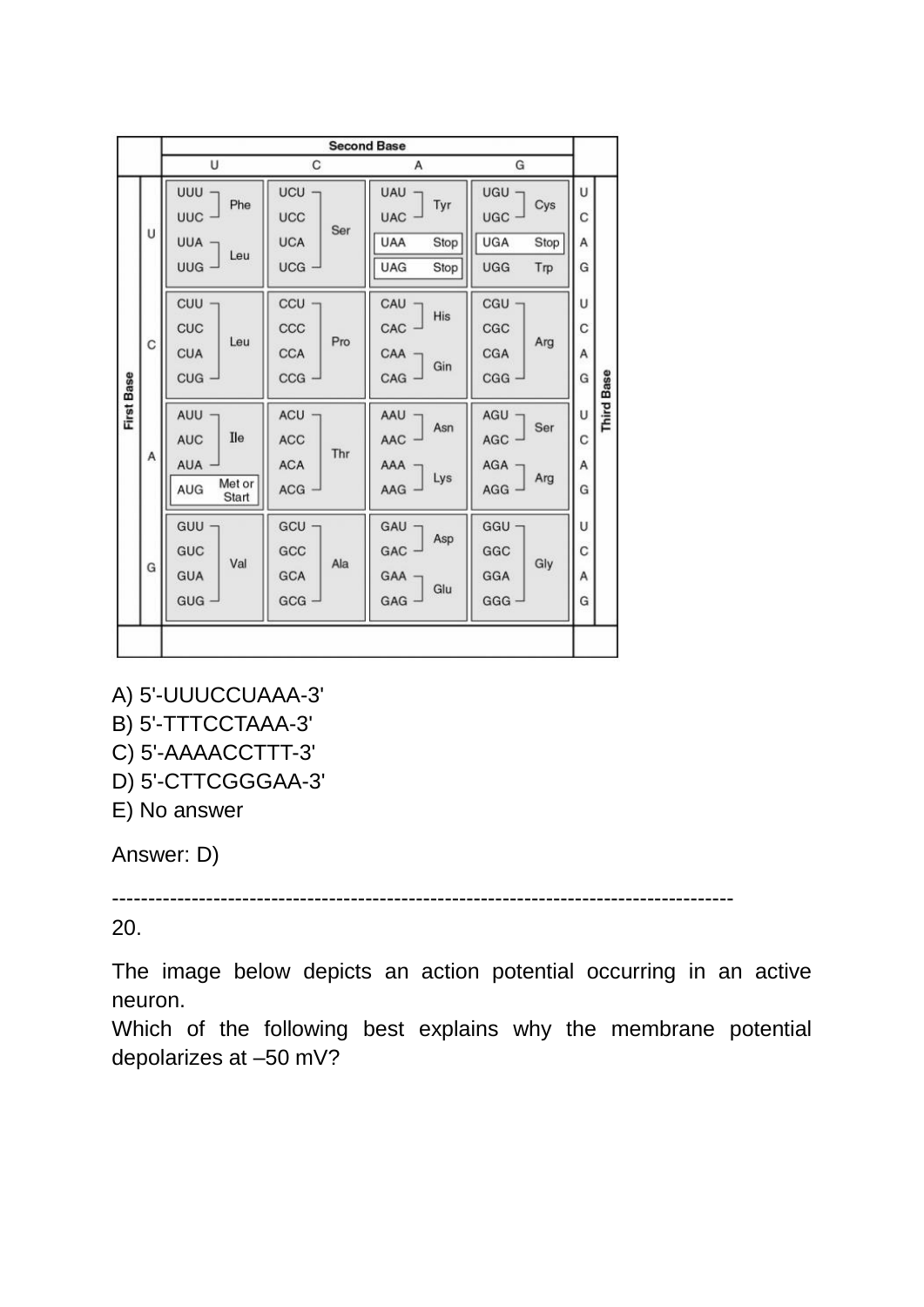| First Base | Second Base: U | Second Base: C | Second Base: A | Second Base: G | Third Base |
|---|---|---|---|---|---|
| U | UUU Phe | UCU Ser | UAU Tyr | UGU Cys | U |
| U | UUC Phe | UCC Ser | UAC Tyr | UGC Cys | C |
| U | UUA Leu | UCA Ser | UAA Stop | UGA Stop | A |
| U | UUG Leu | UCG Ser | UAG Stop | UGG Trp | G |
| C | CUU Leu | CCU Pro | CAU His | CGU Arg | U |
| C | CUC Leu | CCC Pro | CAC His | CGC Arg | C |
| C | CUA Leu | CCA Pro | CAA Gln | CGA Arg | A |
| C | CUG Leu | CCG Pro | CAG Gln | CGG Arg | G |
| A | AUU Ile | ACU Thr | AAU Asn | AGU Ser | U |
| A | AUC Ile | ACC Thr | AAC Asn | AGC Ser | C |
| A | AUA Ile | ACA Thr | AAA Lys | AGA Arg | A |
| A | AUG Met or Start | ACG Thr | AAG Lys | AGG Arg | G |
| G | GUU Val | GCU Ala | GAU Asp | GGU Gly | U |
| G | GUC Val | GCC Ala | GAC Asp | GGC Gly | C |
| G | GUA Val | GCA Ala | GAA Glu | GGA Gly | A |
| G | GUG Val | GCG Ala | GAG Glu | GGG Gly | G |

A) 5'-UUUCCUAAA-3'
B) 5'-TTTCCTAAA-3'
C) 5'-AAAACCTTT-3'
D) 5'-CTTCGGGAA-3'
E) No answer

Answer: D)

---

20.

The image below depicts an action potential occurring in an active neuron.
Which of the following best explains why the membrane potential depolarizes at –50 mV?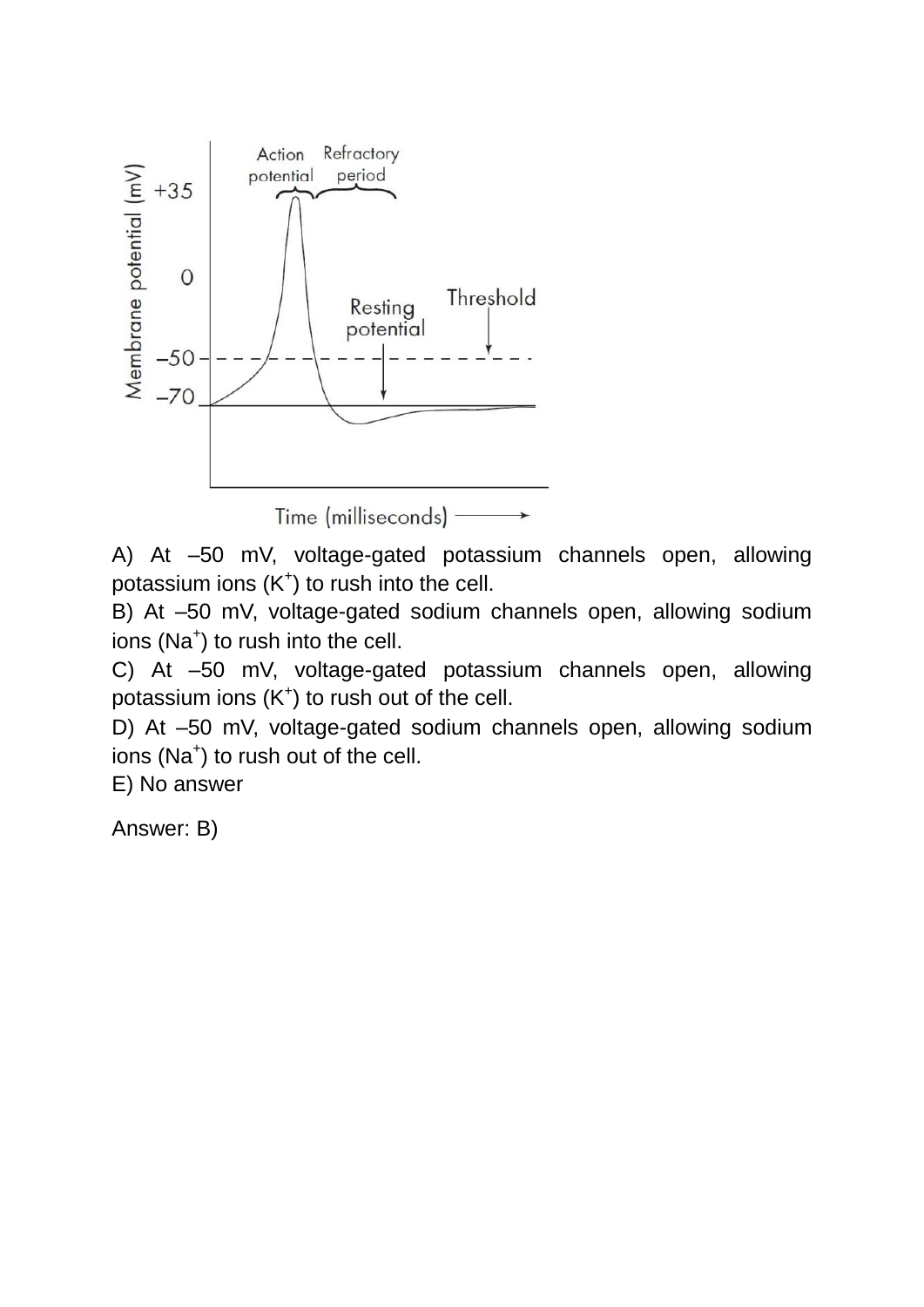Membrane potential (mV)

+35

0

–50

–70

Action potential

Refractory period

Resting potential

Threshold

Time (milliseconds)

A) At –50 mV, voltage-gated potassium channels open, allowing potassium ions ($K^+$) to rush into the cell.

B) At –50 mV, voltage-gated sodium channels open, allowing sodium ions ($Na^+$) to rush into the cell.

C) At –50 mV, voltage-gated potassium channels open, allowing potassium ions ($K^+$) to rush out of the cell.

D) At –50 mV, voltage-gated sodium channels open, allowing sodium ions ($Na^+$) to rush out of the cell.

E) No answer

Answer: B)